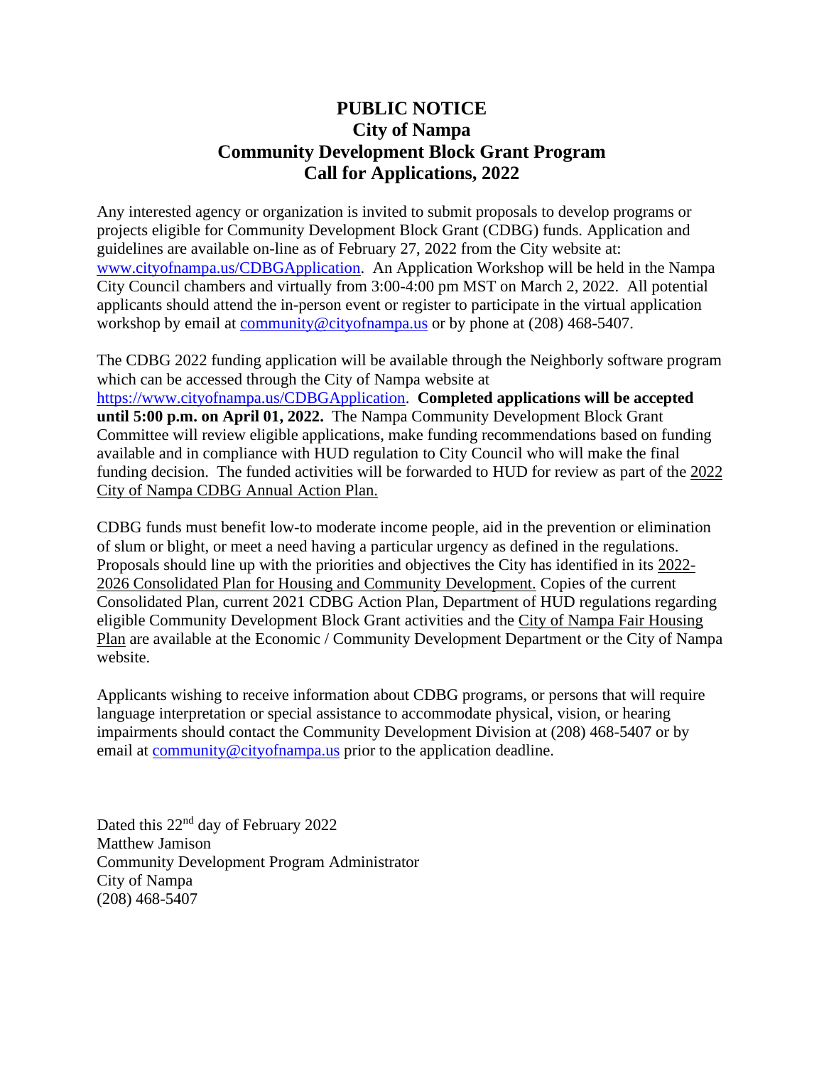# PUBLIC NOTICE
# City of Nampa
# Community Development Block Grant Program
# Call for Applications, 2022

Any interested agency or organization is invited to submit proposals to develop programs or projects eligible for Community Development Block Grant (CDBG) funds. Application and guidelines are available on-line as of February 27, 2022 from the City website at: www.cityofnampa.us/CDBGApplication. An Application Workshop will be held in the Nampa City Council chambers and virtually from 3:00-4:00 pm MST on March 2, 2022. All potential applicants should attend the in-person event or register to participate in the virtual application workshop by email at community@cityofnampa.us or by phone at (208) 468-5407.

The CDBG 2022 funding application will be available through the Neighborly software program which can be accessed through the City of Nampa website at https://www.cityofnampa.us/CDBGApplication. **Completed applications will be accepted until 5:00 p.m. on April 01, 2022.** The Nampa Community Development Block Grant Committee will review eligible applications, make funding recommendations based on funding available and in compliance with HUD regulation to City Council who will make the final funding decision. The funded activities will be forwarded to HUD for review as part of the 2022 City of Nampa CDBG Annual Action Plan.

CDBG funds must benefit low-to moderate income people, aid in the prevention or elimination of slum or blight, or meet a need having a particular urgency as defined in the regulations. Proposals should line up with the priorities and objectives the City has identified in its 2022-2026 Consolidated Plan for Housing and Community Development. Copies of the current Consolidated Plan, current 2021 CDBG Action Plan, Department of HUD regulations regarding eligible Community Development Block Grant activities and the City of Nampa Fair Housing Plan are available at the Economic / Community Development Department or the City of Nampa website.

Applicants wishing to receive information about CDBG programs, or persons that will require language interpretation or special assistance to accommodate physical, vision, or hearing impairments should contact the Community Development Division at (208) 468-5407 or by email at community@cityofnampa.us prior to the application deadline.

Dated this 22nd day of February 2022
Matthew Jamison
Community Development Program Administrator
City of Nampa
(208) 468-5407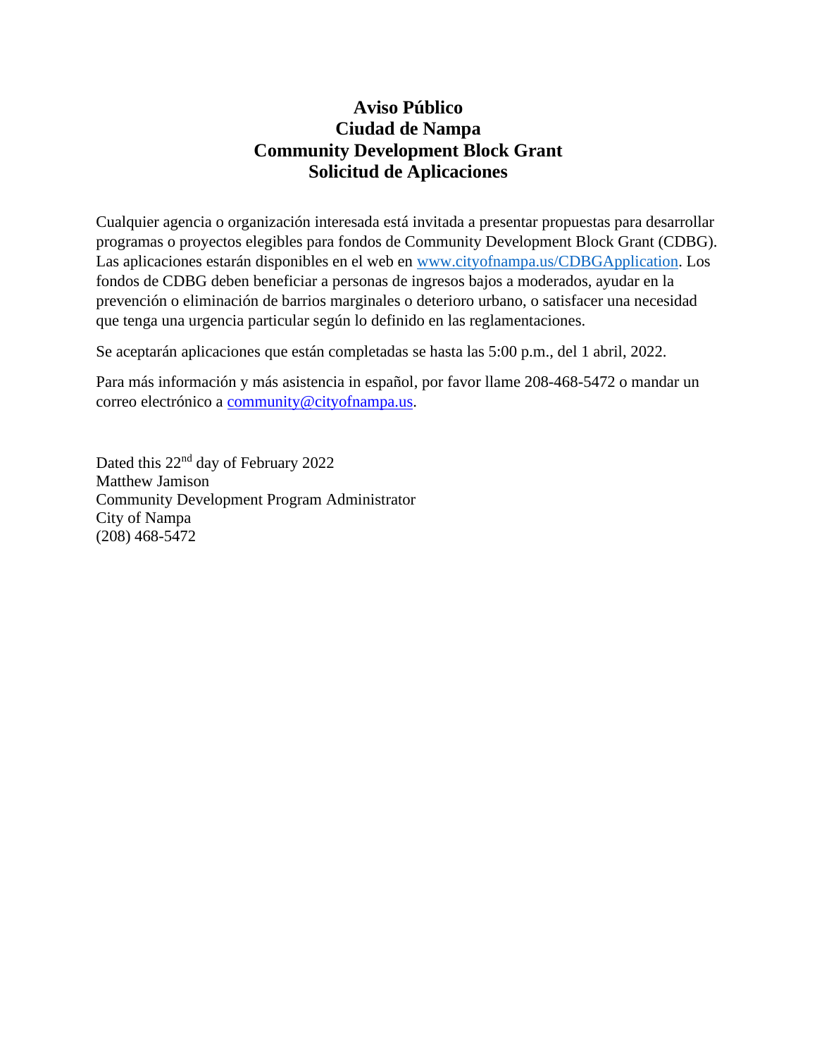# Aviso Público
# Ciudad de Nampa
# Community Development Block Grant
# Solicitud de Aplicaciones

Cualquier agencia o organización interesada está invitada a presentar propuestas para desarrollar programas o proyectos elegibles para fondos de Community Development Block Grant (CDBG). Las aplicaciones estarán disponibles en el web en www.cityofnampa.us/CDBGApplication. Los fondos de CDBG deben beneficiar a personas de ingresos bajos a moderados, ayudar en la prevención o eliminación de barrios marginales o deterioro urbano, o satisfacer una necesidad que tenga una urgencia particular según lo definido en las reglamentaciones.

Se aceptarán aplicaciones que están completadas se hasta las 5:00 p.m., del 1 abril, 2022.

Para más información y más asistencia in español, por favor llame 208-468-5472 o mandar un correo electrónico a community@cityofnampa.us.

Dated this 22nd day of February 2022  
Matthew Jamison  
Community Development Program Administrator  
City of Nampa  
(208) 468-5472